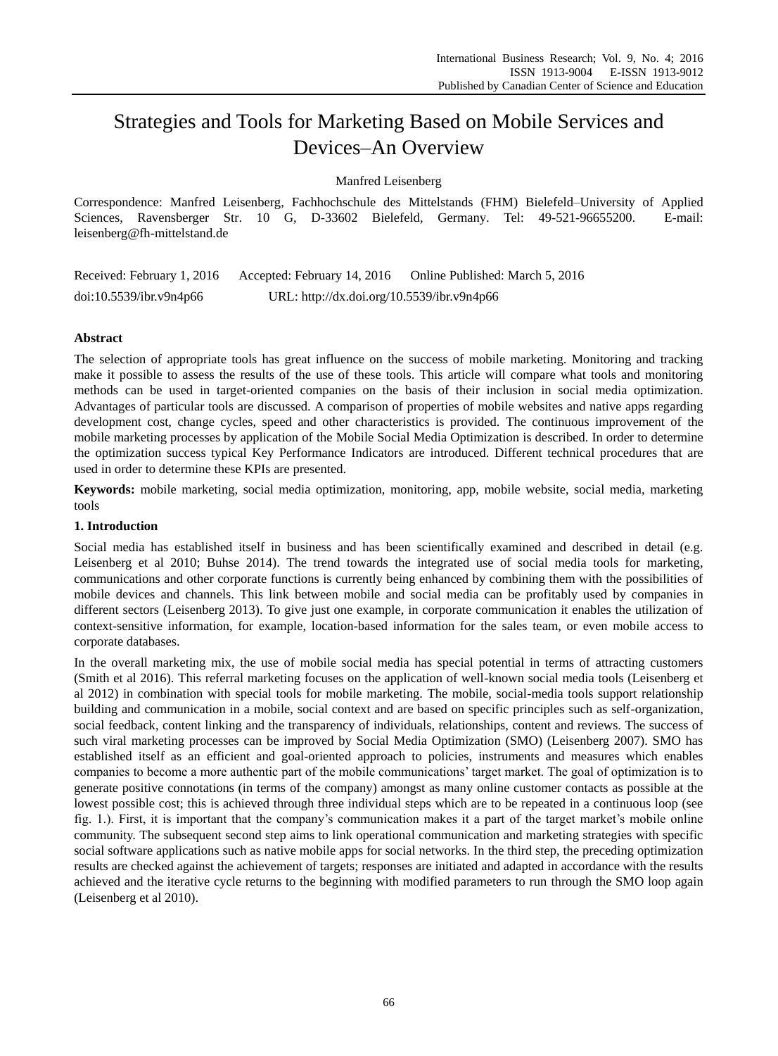# Strategies and Tools for Marketing Based on Mobile Services and Devices–An Overview

Manfred Leisenberg

Correspondence: Manfred Leisenberg, Fachhochschule des Mittelstands (FHM) Bielefeld–University of Applied Sciences, Ravensberger Str. 10 G, D-33602 Bielefeld, Germany. Tel: 49-521-96655200. E-mail: leisenberg@fh-mittelstand.de

Received: February 1, 2016 Accepted: February 14, 2016 Online Published: March 5, 2016

doi:10.5539/ibr.v9n4p66 URL: http://dx.doi.org/10.5539/ibr.v9n4p66

## Abstract

The selection of appropriate tools has great influence on the success of mobile marketing. Monitoring and tracking make it possible to assess the results of the use of these tools. This article will compare what tools and monitoring methods can be used in target-oriented companies on the basis of their inclusion in social media optimization. Advantages of particular tools are discussed. A comparison of properties of mobile websites and native apps regarding development cost, change cycles, speed and other characteristics is provided. The continuous improvement of the mobile marketing processes by application of the Mobile Social Media Optimization is described. In order to determine the optimization success typical Key Performance Indicators are introduced. Different technical procedures that are used in order to determine these KPIs are presented.

**Keywords:** mobile marketing, social media optimization, monitoring, app, mobile website, social media, marketing tools

## 1. Introduction

Social media has established itself in business and has been scientifically examined and described in detail (e.g. Leisenberg et al 2010; Buhse 2014). The trend towards the integrated use of social media tools for marketing, communications and other corporate functions is currently being enhanced by combining them with the possibilities of mobile devices and channels. This link between mobile and social media can be profitably used by companies in different sectors (Leisenberg 2013). To give just one example, in corporate communication it enables the utilization of context-sensitive information, for example, location-based information for the sales team, or even mobile access to corporate databases.

In the overall marketing mix, the use of mobile social media has special potential in terms of attracting customers (Smith et al 2016). This referral marketing focuses on the application of well-known social media tools (Leisenberg et al 2012) in combination with special tools for mobile marketing. The mobile, social-media tools support relationship building and communication in a mobile, social context and are based on specific principles such as self-organization, social feedback, content linking and the transparency of individuals, relationships, content and reviews. The success of such viral marketing processes can be improved by Social Media Optimization (SMO) (Leisenberg 2007). SMO has established itself as an efficient and goal-oriented approach to policies, instruments and measures which enables companies to become a more authentic part of the mobile communications' target market. The goal of optimization is to generate positive connotations (in terms of the company) amongst as many online customer contacts as possible at the lowest possible cost; this is achieved through three individual steps which are to be repeated in a continuous loop (see fig. 1.). First, it is important that the company's communication makes it a part of the target market's mobile online community. The subsequent second step aims to link operational communication and marketing strategies with specific social software applications such as native mobile apps for social networks. In the third step, the preceding optimization results are checked against the achievement of targets; responses are initiated and adapted in accordance with the results achieved and the iterative cycle returns to the beginning with modified parameters to run through the SMO loop again (Leisenberg et al 2010).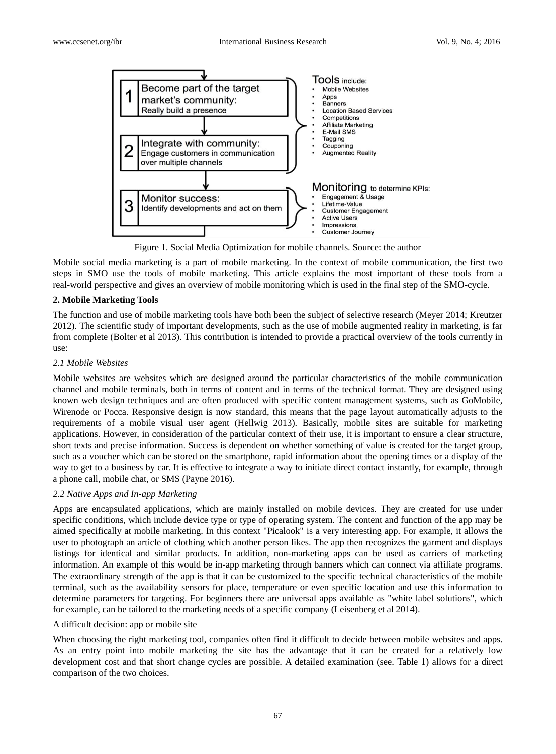Figure 1. Social Media Optimization for mobile channels. Source: the author

Mobile social media marketing is a part of mobile marketing. In the context of mobile communication, the first two steps in SMO use the tools of mobile marketing. This article explains the most important of these tools from a real-world perspective and gives an overview of mobile monitoring which is used in the final step of the SMO-cycle.

## 2. Mobile Marketing Tools

The function and use of mobile marketing tools have both been the subject of selective research (Meyer 2014; Kreutzer 2012). The scientific study of important developments, such as the use of mobile augmented reality in marketing, is far from complete (Bolter et al 2013). This contribution is intended to provide a practical overview of the tools currently in use:

### *2.1 Mobile Websites*

Mobile websites are websites which are designed around the particular characteristics of the mobile communication channel and mobile terminals, both in terms of content and in terms of the technical format. They are designed using known web design techniques and are often produced with specific content management systems, such as GoMobile, Wirenode or Pocca. Responsive design is now standard, this means that the page layout automatically adjusts to the requirements of a mobile visual user agent (Hellwig 2013). Basically, mobile sites are suitable for marketing applications. However, in consideration of the particular context of their use, it is important to ensure a clear structure, short texts and precise information. Success is dependent on whether something of value is created for the target group, such as a voucher which can be stored on the smartphone, rapid information about the opening times or a display of the way to get to a business by car. It is effective to integrate a way to initiate direct contact instantly, for example, through a phone call, mobile chat, or SMS (Payne 2016).

### *2.2 Native Apps and In-app Marketing*

Apps are encapsulated applications, which are mainly installed on mobile devices. They are created for use under specific conditions, which include device type or type of operating system. The content and function of the app may be aimed specifically at mobile marketing. In this context "Picalook" is a very interesting app. For example, it allows the user to photograph an article of clothing which another person likes. The app then recognizes the garment and displays listings for identical and similar products. In addition, non-marketing apps can be used as carriers of marketing information. An example of this would be in-app marketing through banners which can connect via affiliate programs. The extraordinary strength of the app is that it can be customized to the specific technical characteristics of the mobile terminal, such as the availability sensors for place, temperature or even specific location and use this information to determine parameters for targeting. For beginners there are universal apps available as "white label solutions", which for example, can be tailored to the marketing needs of a specific company (Leisenberg et al 2014).

A difficult decision: app or mobile site

When choosing the right marketing tool, companies often find it difficult to decide between mobile websites and apps. As an entry point into mobile marketing the site has the advantage that it can be created for a relatively low development cost and that short change cycles are possible. A detailed examination (see. Table 1) allows for a direct comparison of the two choices.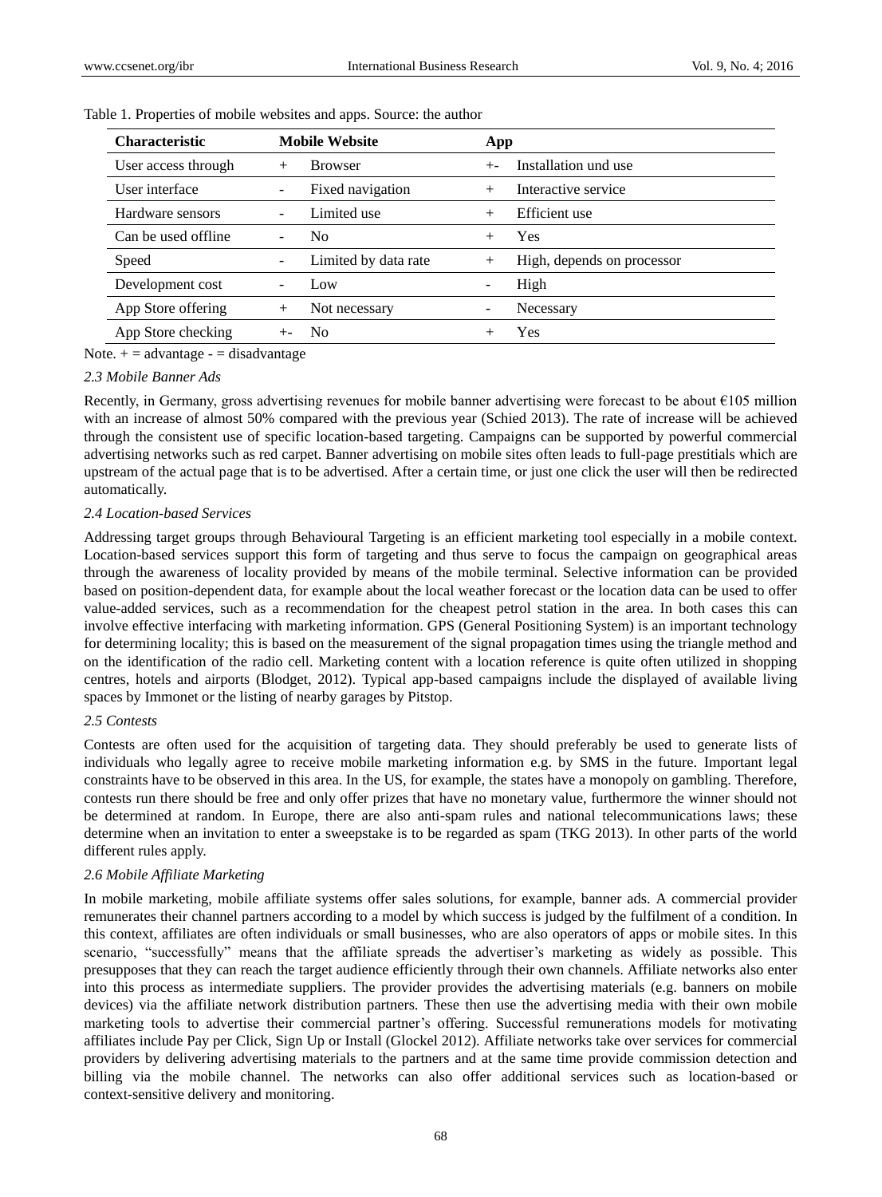Table 1. Properties of mobile websites and apps. Source: the author

| Characteristic | Mobile Website | | App | |
|---|---|---|---|---|
| User access through | + | Browser | +- | Installation und use |
| User interface | - | Fixed navigation | + | Interactive service |
| Hardware sensors | - | Limited use | + | Efficient use |
| Can be used offline | - | No | + | Yes |
| Speed | - | Limited by data rate | + | High, depends on processor |
| Development cost | - | Low | - | High |
| App Store offering | + | Not necessary | - | Necessary |
| App Store checking | +- | No | + | Yes |

Note. + = advantage - = disadvantage

### *2.3 Mobile Banner Ads*

Recently, in Germany, gross advertising revenues for mobile banner advertising were forecast to be about €105 million with an increase of almost 50% compared with the previous year (Schied 2013). The rate of increase will be achieved through the consistent use of specific location-based targeting. Campaigns can be supported by powerful commercial advertising networks such as red carpet. Banner advertising on mobile sites often leads to full-page prestitials which are upstream of the actual page that is to be advertised. After a certain time, or just one click the user will then be redirected automatically.

### *2.4 Location-based Services*

Addressing target groups through Behavioural Targeting is an efficient marketing tool especially in a mobile context. Location-based services support this form of targeting and thus serve to focus the campaign on geographical areas through the awareness of locality provided by means of the mobile terminal. Selective information can be provided based on position-dependent data, for example about the local weather forecast or the location data can be used to offer value-added services, such as a recommendation for the cheapest petrol station in the area. In both cases this can involve effective interfacing with marketing information. GPS (General Positioning System) is an important technology for determining locality; this is based on the measurement of the signal propagation times using the triangle method and on the identification of the radio cell. Marketing content with a location reference is quite often utilized in shopping centres, hotels and airports (Blodget, 2012). Typical app-based campaigns include the displayed of available living spaces by Immonet or the listing of nearby garages by Pitstop.

### *2.5 Contests*

Contests are often used for the acquisition of targeting data. They should preferably be used to generate lists of individuals who legally agree to receive mobile marketing information e.g. by SMS in the future. Important legal constraints have to be observed in this area. In the US, for example, the states have a monopoly on gambling. Therefore, contests run there should be free and only offer prizes that have no monetary value, furthermore the winner should not be determined at random. In Europe, there are also anti-spam rules and national telecommunications laws; these determine when an invitation to enter a sweepstake is to be regarded as spam (TKG 2013). In other parts of the world different rules apply.

### *2.6 Mobile Affiliate Marketing*

In mobile marketing, mobile affiliate systems offer sales solutions, for example, banner ads. A commercial provider remunerates their channel partners according to a model by which success is judged by the fulfilment of a condition. In this context, affiliates are often individuals or small businesses, who are also operators of apps or mobile sites. In this scenario, "successfully" means that the affiliate spreads the advertiser's marketing as widely as possible. This presupposes that they can reach the target audience efficiently through their own channels. Affiliate networks also enter into this process as intermediate suppliers. The provider provides the advertising materials (e.g. banners on mobile devices) via the affiliate network distribution partners. These then use the advertising media with their own mobile marketing tools to advertise their commercial partner's offering. Successful remunerations models for motivating affiliates include Pay per Click, Sign Up or Install (Glockel 2012). Affiliate networks take over services for commercial providers by delivering advertising materials to the partners and at the same time provide commission detection and billing via the mobile channel. The networks can also offer additional services such as location-based or context-sensitive delivery and monitoring.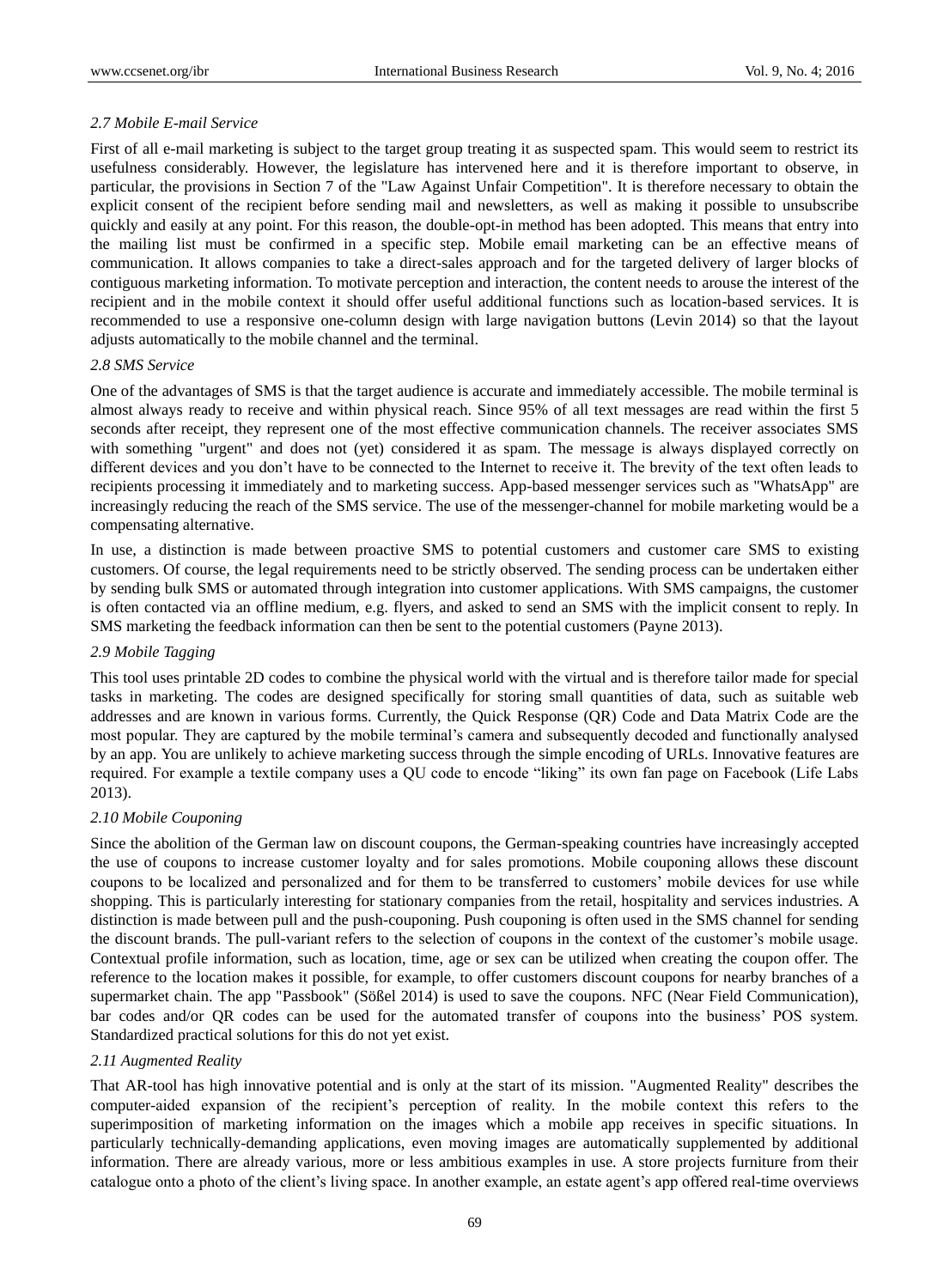### 2.7 Mobile E-mail Service

First of all e-mail marketing is subject to the target group treating it as suspected spam. This would seem to restrict its usefulness considerably. However, the legislature has intervened here and it is therefore important to observe, in particular, the provisions in Section 7 of the "Law Against Unfair Competition". It is therefore necessary to obtain the explicit consent of the recipient before sending mail and newsletters, as well as making it possible to unsubscribe quickly and easily at any point. For this reason, the double-opt-in method has been adopted. This means that entry into the mailing list must be confirmed in a specific step. Mobile email marketing can be an effective means of communication. It allows companies to take a direct-sales approach and for the targeted delivery of larger blocks of contiguous marketing information. To motivate perception and interaction, the content needs to arouse the interest of the recipient and in the mobile context it should offer useful additional functions such as location-based services. It is recommended to use a responsive one-column design with large navigation buttons (Levin 2014) so that the layout adjusts automatically to the mobile channel and the terminal.

### 2.8 SMS Service

One of the advantages of SMS is that the target audience is accurate and immediately accessible. The mobile terminal is almost always ready to receive and within physical reach. Since 95% of all text messages are read within the first 5 seconds after receipt, they represent one of the most effective communication channels. The receiver associates SMS with something "urgent" and does not (yet) considered it as spam. The message is always displayed correctly on different devices and you don't have to be connected to the Internet to receive it. The brevity of the text often leads to recipients processing it immediately and to marketing success. App-based messenger services such as "WhatsApp" are increasingly reducing the reach of the SMS service. The use of the messenger-channel for mobile marketing would be a compensating alternative.

In use, a distinction is made between proactive SMS to potential customers and customer care SMS to existing customers. Of course, the legal requirements need to be strictly observed. The sending process can be undertaken either by sending bulk SMS or automated through integration into customer applications. With SMS campaigns, the customer is often contacted via an offline medium, e.g. flyers, and asked to send an SMS with the implicit consent to reply. In SMS marketing the feedback information can then be sent to the potential customers (Payne 2013).

### 2.9 Mobile Tagging

This tool uses printable 2D codes to combine the physical world with the virtual and is therefore tailor made for special tasks in marketing. The codes are designed specifically for storing small quantities of data, such as suitable web addresses and are known in various forms. Currently, the Quick Response (QR) Code and Data Matrix Code are the most popular. They are captured by the mobile terminal's camera and subsequently decoded and functionally analysed by an app. You are unlikely to achieve marketing success through the simple encoding of URLs. Innovative features are required. For example a textile company uses a QU code to encode "liking" its own fan page on Facebook (Life Labs 2013).

### 2.10 Mobile Couponing

Since the abolition of the German law on discount coupons, the German-speaking countries have increasingly accepted the use of coupons to increase customer loyalty and for sales promotions. Mobile couponing allows these discount coupons to be localized and personalized and for them to be transferred to customers' mobile devices for use while shopping. This is particularly interesting for stationary companies from the retail, hospitality and services industries. A distinction is made between pull and the push-couponing. Push couponing is often used in the SMS channel for sending the discount brands. The pull-variant refers to the selection of coupons in the context of the customer's mobile usage. Contextual profile information, such as location, time, age or sex can be utilized when creating the coupon offer. The reference to the location makes it possible, for example, to offer customers discount coupons for nearby branches of a supermarket chain. The app "Passbook" (Sößel 2014) is used to save the coupons. NFC (Near Field Communication), bar codes and/or QR codes can be used for the automated transfer of coupons into the business' POS system. Standardized practical solutions for this do not yet exist.

### 2.11 Augmented Reality

That AR-tool has high innovative potential and is only at the start of its mission. "Augmented Reality" describes the computer-aided expansion of the recipient's perception of reality. In the mobile context this refers to the superimposition of marketing information on the images which a mobile app receives in specific situations. In particularly technically-demanding applications, even moving images are automatically supplemented by additional information. There are already various, more or less ambitious examples in use. A store projects furniture from their catalogue onto a photo of the client's living space. In another example, an estate agent's app offered real-time overviews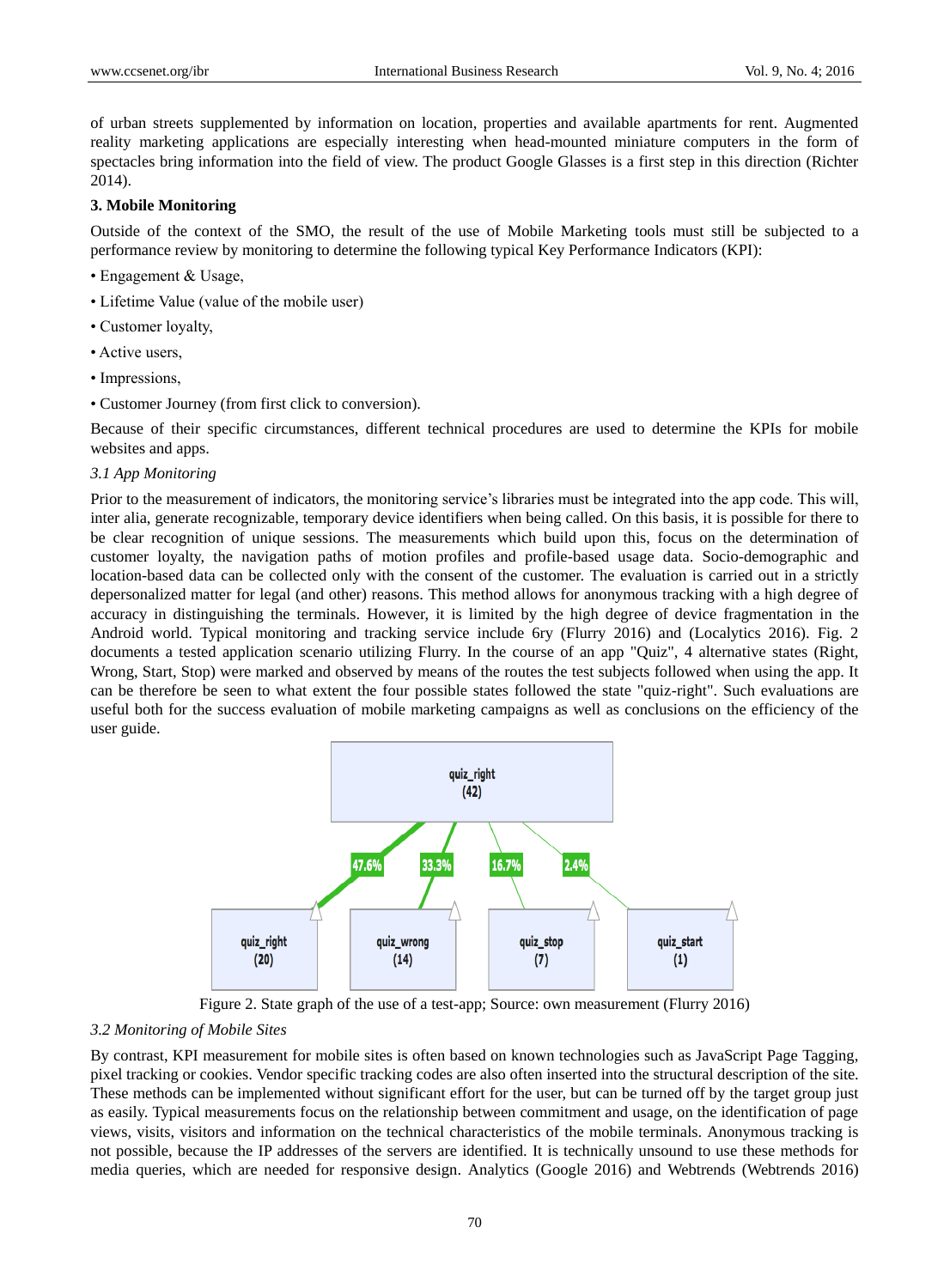of urban streets supplemented by information on location, properties and available apartments for rent. Augmented reality marketing applications are especially interesting when head-mounted miniature computers in the form of spectacles bring information into the field of view. The product Google Glasses is a first step in this direction (Richter 2014).

## 3. Mobile Monitoring

Outside of the context of the SMO, the result of the use of Mobile Marketing tools must still be subjected to a performance review by monitoring to determine the following typical Key Performance Indicators (KPI):

- Engagement & Usage,
- Lifetime Value (value of the mobile user)
- Customer loyalty,
- Active users,
- Impressions,
- Customer Journey (from first click to conversion).

Because of their specific circumstances, different technical procedures are used to determine the KPIs for mobile websites and apps.

### *3.1 App Monitoring*

Prior to the measurement of indicators, the monitoring service's libraries must be integrated into the app code. This will, inter alia, generate recognizable, temporary device identifiers when being called. On this basis, it is possible for there to be clear recognition of unique sessions. The measurements which build upon this, focus on the determination of customer loyalty, the navigation paths of motion profiles and profile-based usage data. Socio-demographic and location-based data can be collected only with the consent of the customer. The evaluation is carried out in a strictly depersonalized matter for legal (and other) reasons. This method allows for anonymous tracking with a high degree of accuracy in distinguishing the terminals. However, it is limited by the high degree of device fragmentation in the Android world. Typical monitoring and tracking service include 6ry (Flurry 2016) and (Localytics 2016). Fig. 2 documents a tested application scenario utilizing Flurry. In the course of an app "Quiz", 4 alternative states (Right, Wrong, Start, Stop) were marked and observed by means of the routes the test subjects followed when using the app. It can be therefore be seen to what extent the four possible states followed the state "quiz-right". Such evaluations are useful both for the success evaluation of mobile marketing campaigns as well as conclusions on the efficiency of the user guide.

quiz_right (42)

47.6% → quiz_right (20)
33.3% → quiz_wrong (14)
16.7% → quiz_stop (7)
2.4% → quiz_start (1)

Figure 2. State graph of the use of a test-app; Source: own measurement (Flurry 2016)

### *3.2 Monitoring of Mobile Sites*

By contrast, KPI measurement for mobile sites is often based on known technologies such as JavaScript Page Tagging, pixel tracking or cookies. Vendor specific tracking codes are also often inserted into the structural description of the site. These methods can be implemented without significant effort for the user, but can be turned off by the target group just as easily. Typical measurements focus on the relationship between commitment and usage, on the identification of page views, visits, visitors and information on the technical characteristics of the mobile terminals. Anonymous tracking is not possible, because the IP addresses of the servers are identified. It is technically unsound to use these methods for media queries, which are needed for responsive design. Analytics (Google 2016) and Webtrends (Webtrends 2016)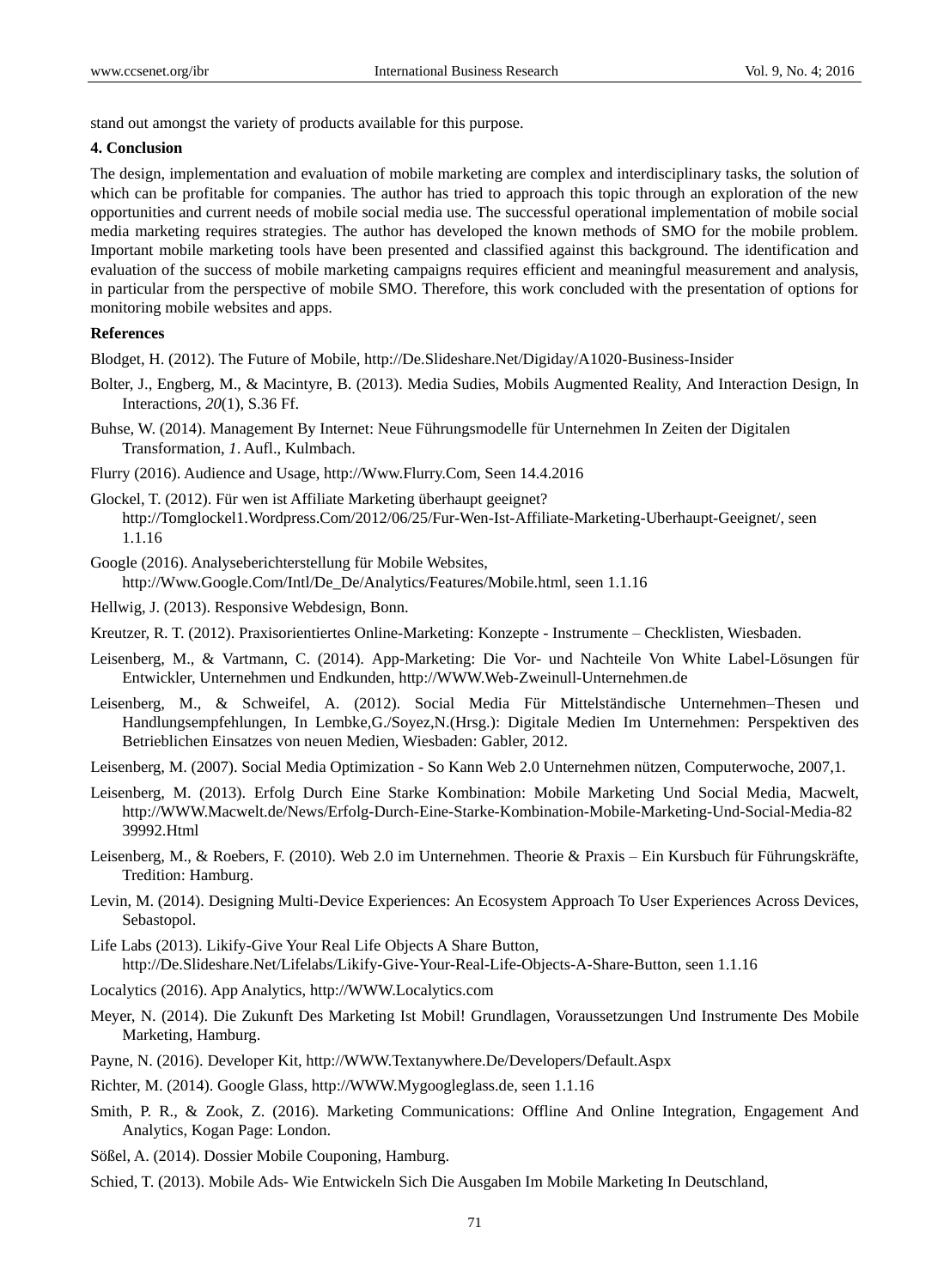stand out amongst the variety of products available for this purpose.

## 4. Conclusion

The design, implementation and evaluation of mobile marketing are complex and interdisciplinary tasks, the solution of which can be profitable for companies. The author has tried to approach this topic through an exploration of the new opportunities and current needs of mobile social media use. The successful operational implementation of mobile social media marketing requires strategies. The author has developed the known methods of SMO for the mobile problem. Important mobile marketing tools have been presented and classified against this background. The identification and evaluation of the success of mobile marketing campaigns requires efficient and meaningful measurement and analysis, in particular from the perspective of mobile SMO. Therefore, this work concluded with the presentation of options for monitoring mobile websites and apps.

## References

Blodget, H. (2012). The Future of Mobile, http://De.Slideshare.Net/Digiday/A1020-Business-Insider

Bolter, J., Engberg, M., & Macintyre, B. (2013). Media Sudies, Mobils Augmented Reality, And Interaction Design, In Interactions, *20*(1), S.36 Ff.

Buhse, W. (2014). Management By Internet: Neue Führungsmodelle für Unternehmen In Zeiten der Digitalen Transformation, *1*. Aufl., Kulmbach.

Flurry (2016). Audience and Usage, http://Www.Flurry.Com, Seen 14.4.2016

Glockel, T. (2012). Für wen ist Affiliate Marketing überhaupt geeignet? http://Tomglockel1.Wordpress.Com/2012/06/25/Fur-Wen-Ist-Affiliate-Marketing-Uberhaupt-Geeignet/, seen 1.1.16

Google (2016). Analyseberichterstellung für Mobile Websites, http://Www.Google.Com/Intl/De_De/Analytics/Features/Mobile.html, seen 1.1.16

Hellwig, J. (2013). Responsive Webdesign, Bonn.

Kreutzer, R. T. (2012). Praxisorientiertes Online-Marketing: Konzepte - Instrumente – Checklisten, Wiesbaden.

Leisenberg, M., & Vartmann, C. (2014). App-Marketing: Die Vor- und Nachteile Von White Label-Lösungen für Entwickler, Unternehmen und Endkunden, http://WWW.Web-Zweinull-Unternehmen.de

Leisenberg, M., & Schweifel, A. (2012). Social Media Für Mittelständische Unternehmen–Thesen und Handlungsempfehlungen, In Lembke,G./Soyez,N.(Hrsg.): Digitale Medien Im Unternehmen: Perspektiven des Betrieblichen Einsatzes von neuen Medien, Wiesbaden: Gabler, 2012.

Leisenberg, M. (2007). Social Media Optimization - So Kann Web 2.0 Unternehmen nützen, Computerwoche, 2007,1.

Leisenberg, M. (2013). Erfolg Durch Eine Starke Kombination: Mobile Marketing Und Social Media, Macwelt, http://WWW.Macwelt.de/News/Erfolg-Durch-Eine-Starke-Kombination-Mobile-Marketing-Und-Social-Media-8239992.Html

Leisenberg, M., & Roebers, F. (2010). Web 2.0 im Unternehmen. Theorie & Praxis – Ein Kursbuch für Führungskräfte, Tredition: Hamburg.

Levin, M. (2014). Designing Multi-Device Experiences: An Ecosystem Approach To User Experiences Across Devices, Sebastopol.

Life Labs (2013). Likify-Give Your Real Life Objects A Share Button, http://De.Slideshare.Net/Lifelabs/Likify-Give-Your-Real-Life-Objects-A-Share-Button, seen 1.1.16

Localytics (2016). App Analytics, http://WWW.Localytics.com

Meyer, N. (2014). Die Zukunft Des Marketing Ist Mobil! Grundlagen, Voraussetzungen Und Instrumente Des Mobile Marketing, Hamburg.

Payne, N. (2016). Developer Kit, http://WWW.Textanywhere.De/Developers/Default.Aspx

Richter, M. (2014). Google Glass, http://WWW.Mygoogleglass.de, seen 1.1.16

Smith, P. R., & Zook, Z. (2016). Marketing Communications: Offline And Online Integration, Engagement And Analytics, Kogan Page: London.

Sößel, A. (2014). Dossier Mobile Couponing, Hamburg.

Schied, T. (2013). Mobile Ads- Wie Entwickeln Sich Die Ausgaben Im Mobile Marketing In Deutschland,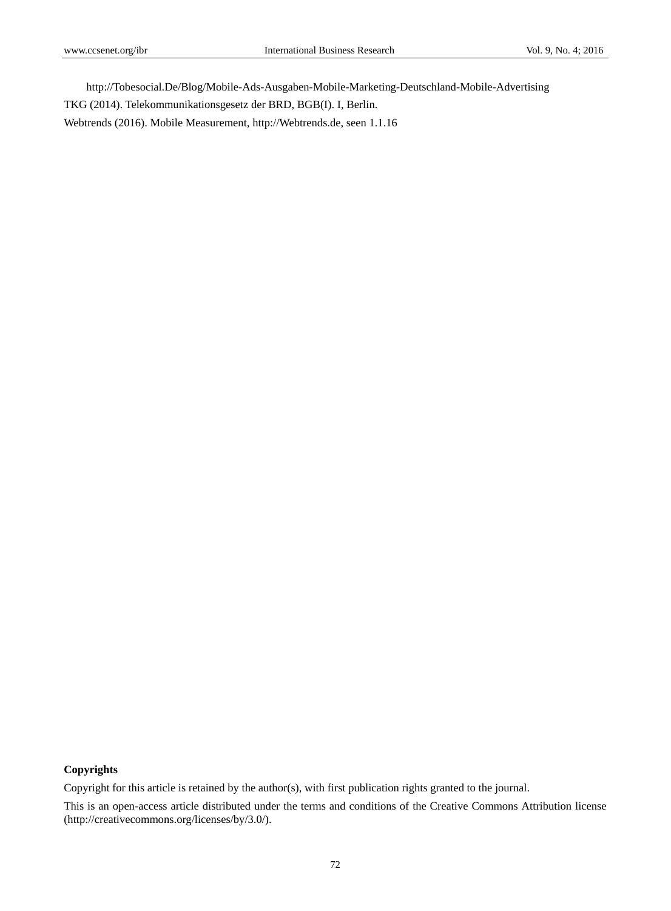http://Tobesocial.De/Blog/Mobile-Ads-Ausgaben-Mobile-Marketing-Deutschland-Mobile-Advertising

TKG (2014). Telekommunikationsgesetz der BRD, BGB(I). I, Berlin.

Webtrends (2016). Mobile Measurement, http://Webtrends.de, seen 1.1.16

**Copyrights**

Copyright for this article is retained by the author(s), with first publication rights granted to the journal.

This is an open-access article distributed under the terms and conditions of the Creative Commons Attribution license (http://creativecommons.org/licenses/by/3.0/).